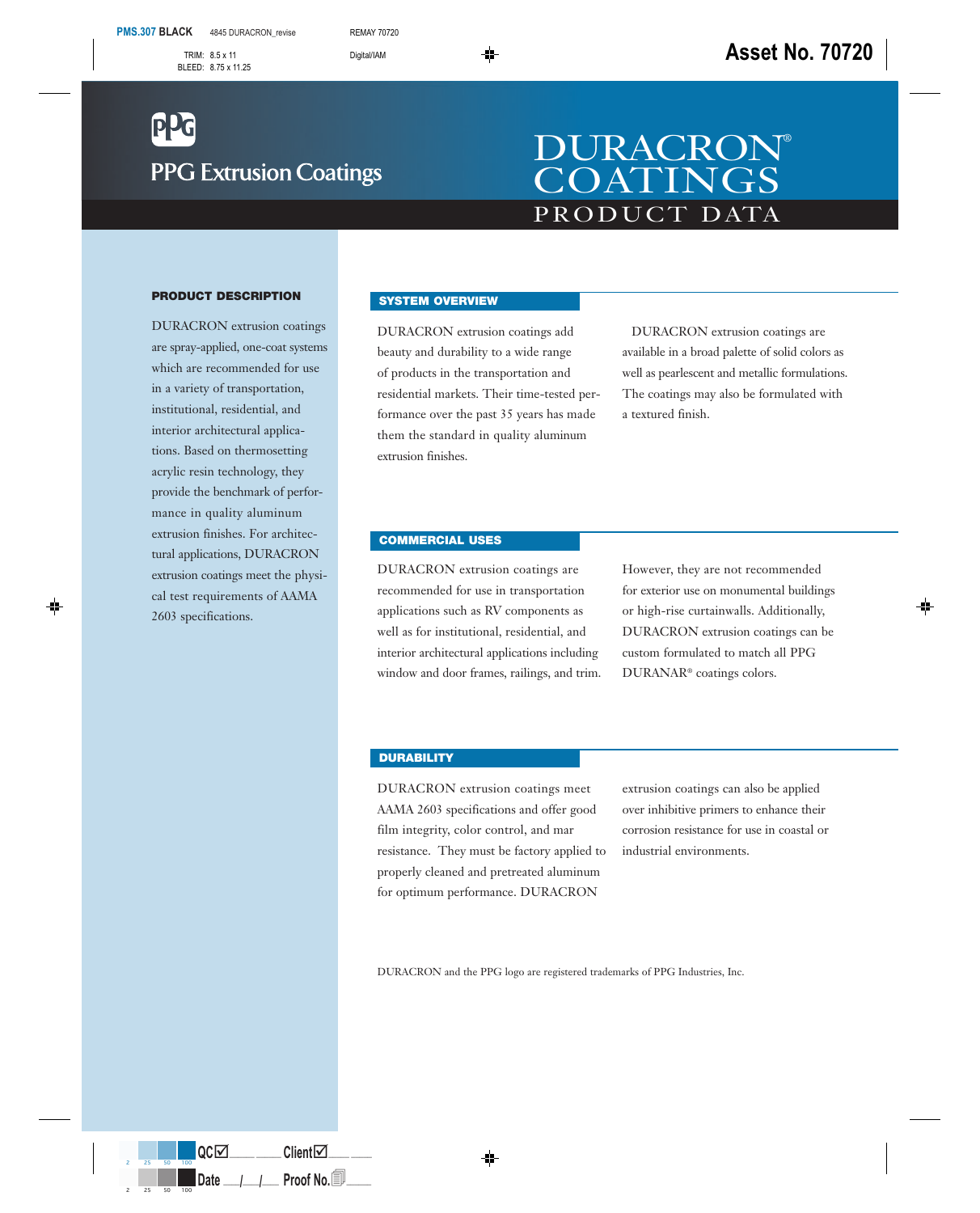PPG Extrusion Coatings

# DURACRON® COATINGS

## PRODUCT DATA

### PRODUCT DESCRIPTION

DURACRON extrusion coatings are spray-applied, one-coat systems which are recommended for use in a variety of transportation, institutional, residential, and interior architectural applications. Based on thermosetting acrylic resin technology, they provide the benchmark of performance in quality aluminum extrusion finishes. For architectural applications, DURACRON extrusion coatings meet the physical test requirements of AAMA 2603 specifications.

### SYSTEM OVERVIEW

DURACRON extrusion coatings add beauty and durability to a wide range of products in the transportation and residential markets. Their time-tested performance over the past 35 years has made them the standard in quality aluminum extrusion finishes.

DURACRON extrusion coatings are available in a broad palette of solid colors as well as pearlescent and metallic formulations. The coatings may also be formulated with a textured finish.

### COMMERCIAL USES

DURACRON extrusion coatings are recommended for use in transportation applications such as RV components as well as for institutional, residential, and interior architectural applications including window and door frames, railings, and trim. However, they are not recommended for exterior use on monumental buildings or high-rise curtainwalls. Additionally, DURACRON extrusion coatings can be custom formulated to match all PPG DURANAR® coatings colors.

### DURABILITY

DURACRON extrusion coatings meet AAMA 2603 specifications and offer good film integrity, color control, and mar resistance. They must be factory applied to properly cleaned and pretreated aluminum for optimum performance. DURACRON extrusion coatings can also be applied over inhibitive primers to enhance their corrosion resistance for use in coastal or industrial environments.

DURACRON and the PPG logo are registered trademarks of PPG Industries, Inc.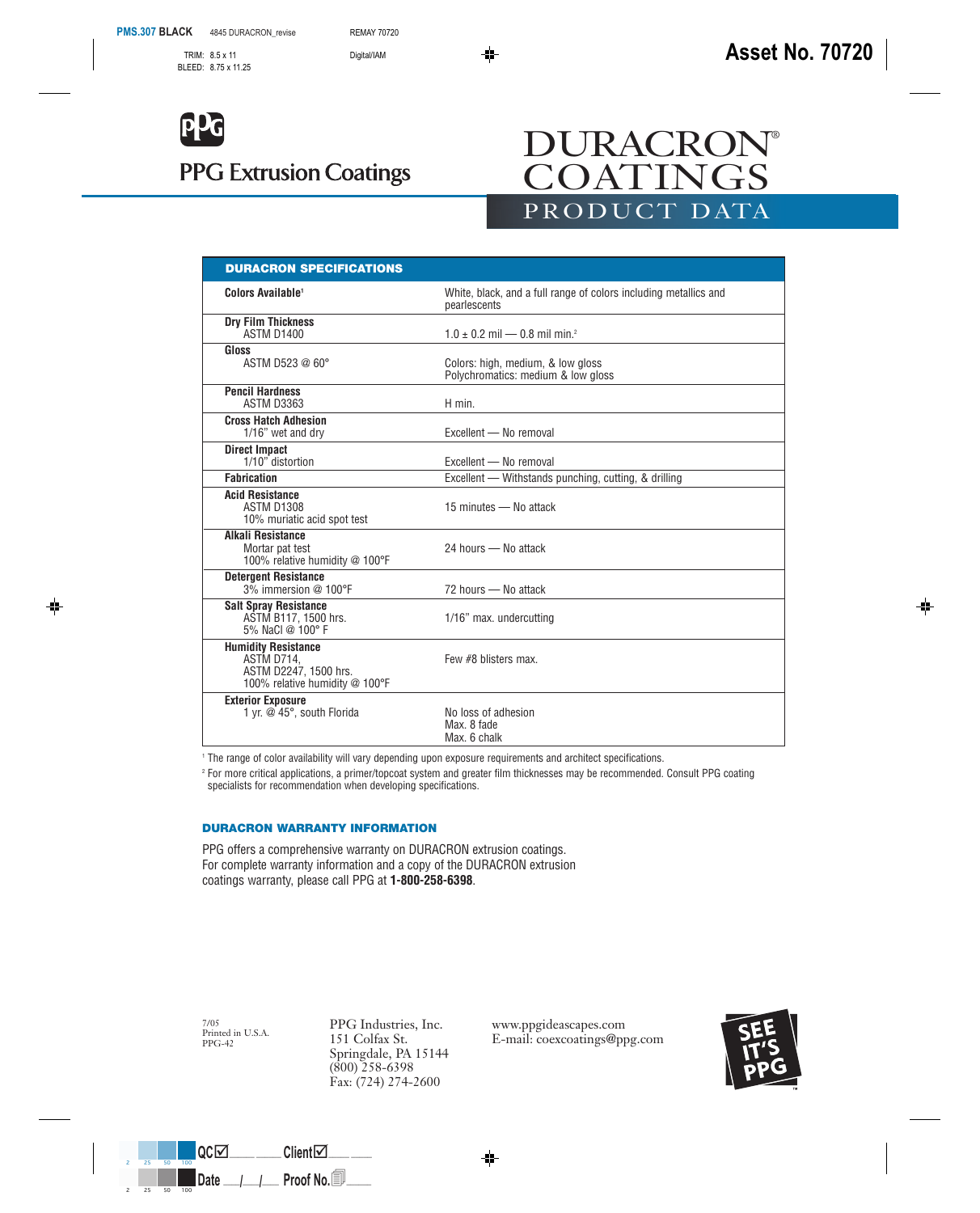PPG Extrusion Coatings

# DURACRON® COATINGS

## PRODUCT DATA

| DURACRON SPECIFICATIONS | |
|---|---|
| **Colors Available**[1] | White, black, and a full range of colors including metallics and pearlescents |
| **Dry Film Thickness** ASTM D1400 | 1.0 ± 0.2 mil — 0.8 mil min.[2] |
| **Gloss** ASTM D523 @ 60° | Colors: high, medium, & low gloss<br>Polychromatics: medium & low gloss |
| **Pencil Hardness** ASTM D3363 | H min. |
| **Cross Hatch Adhesion** 1/16" wet and dry | Excellent — No removal |
| **Direct Impact** 1/10" distortion | Excellent — No removal |
| **Fabrication** | Excellent — Withstands punching, cutting, & drilling |
| **Acid Resistance** ASTM D1308 10% muriatic acid spot test | 15 minutes — No attack |
| **Alkali Resistance** Mortar pat test 100% relative humidity @ 100°F | 24 hours — No attack |
| **Detergent Resistance** 3% immersion @ 100°F | 72 hours — No attack |
| **Salt Spray Resistance** ASTM B117, 1500 hrs. 5% NaCl @ 100° F | 1/16" max. undercutting |
| **Humidity Resistance** ASTM D714, ASTM D2247, 1500 hrs. 100% relative humidity @ 100°F | Few #8 blisters max. |
| **Exterior Exposure** 1 yr. @ 45°, south Florida | No loss of adhesion<br>Max. 8 fade<br>Max. 6 chalk |

[1] The range of color availability will vary depending upon exposure requirements and architect specifications.

[2] For more critical applications, a primer/topcoat system and greater film thicknesses may be recommended. Consult PPG coating specialists for recommendation when developing specifications.

### DURACRON WARRANTY INFORMATION

PPG offers a comprehensive warranty on DURACRON extrusion coatings. For complete warranty information and a copy of the DURACRON extrusion coatings warranty, please call PPG at **1-800-258-6398**.

7/05
Printed in U.S.A.
PPG-42

PPG Industries, Inc.
151 Colfax St.
Springdale, PA 15144
(800) 258-6398
Fax: (724) 274-2600

www.ppgideascapes.com
E-mail: coexcoatings@ppg.com

SEE IT'S PPG™